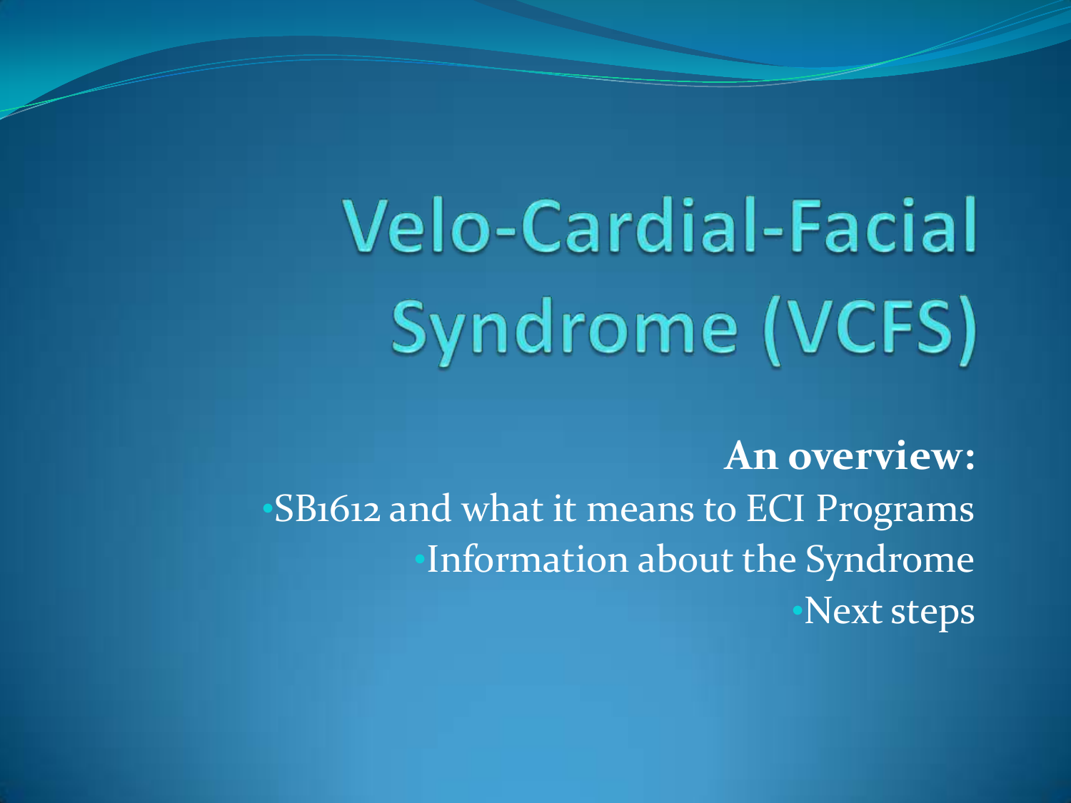# Velo-Cardial-Facial Syndrome (VCFS)

**An overview:**

- SB1612 and what it means to ECI Programs
- Information about the Syndrome
- Next steps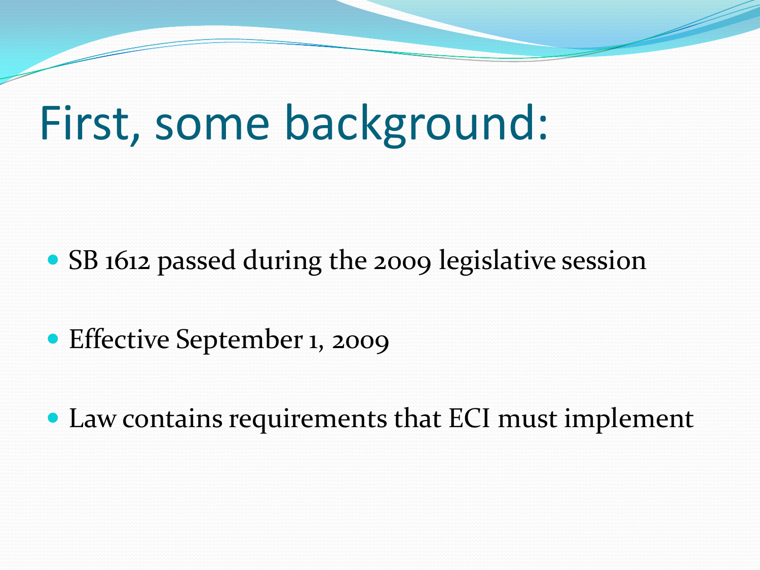# First, some background:

- SB 1612 passed during the 2009 legislative session
- Effective September 1, 2009
- Law contains requirements that ECI must implement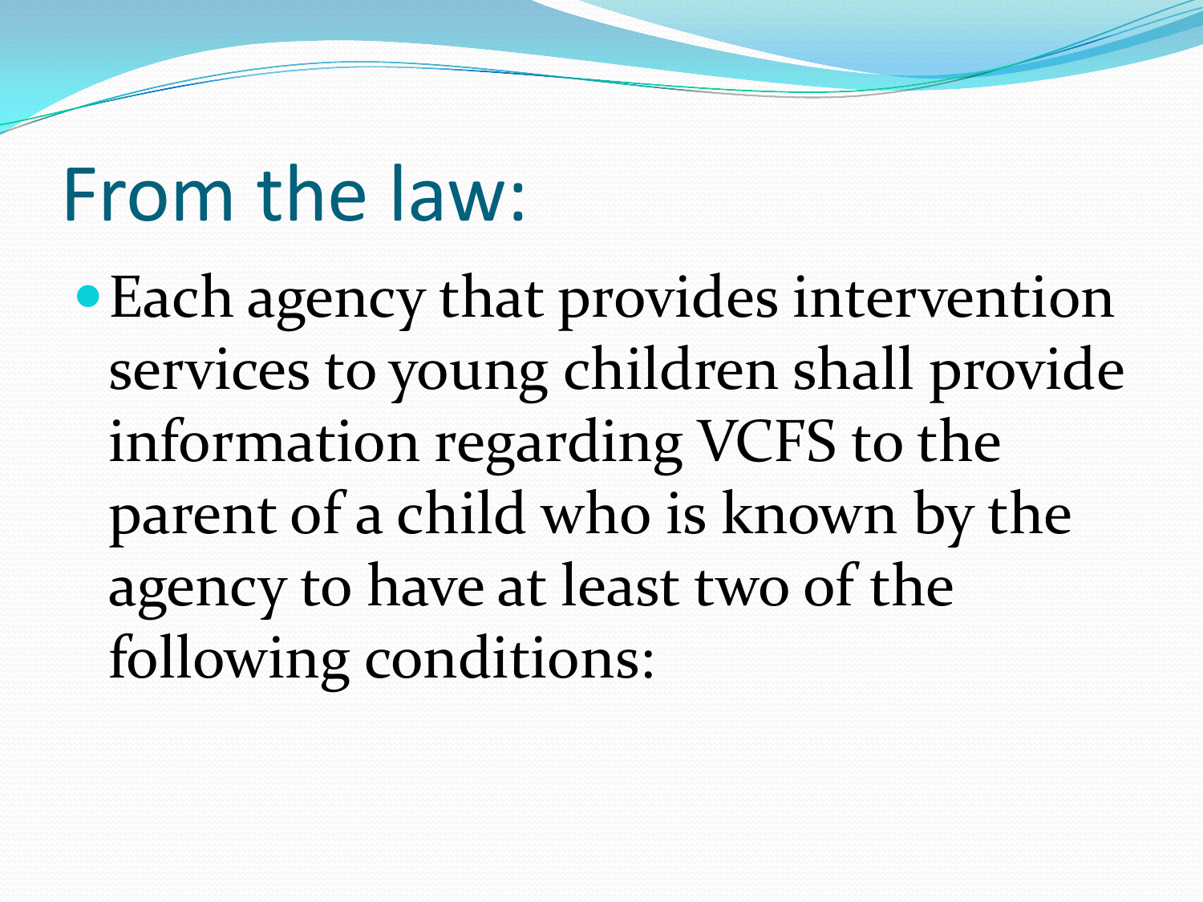# From the law:

- Each agency that provides intervention services to young children shall provide information regarding VCFS to the parent of a child who is known by the agency to have at least two of the following conditions: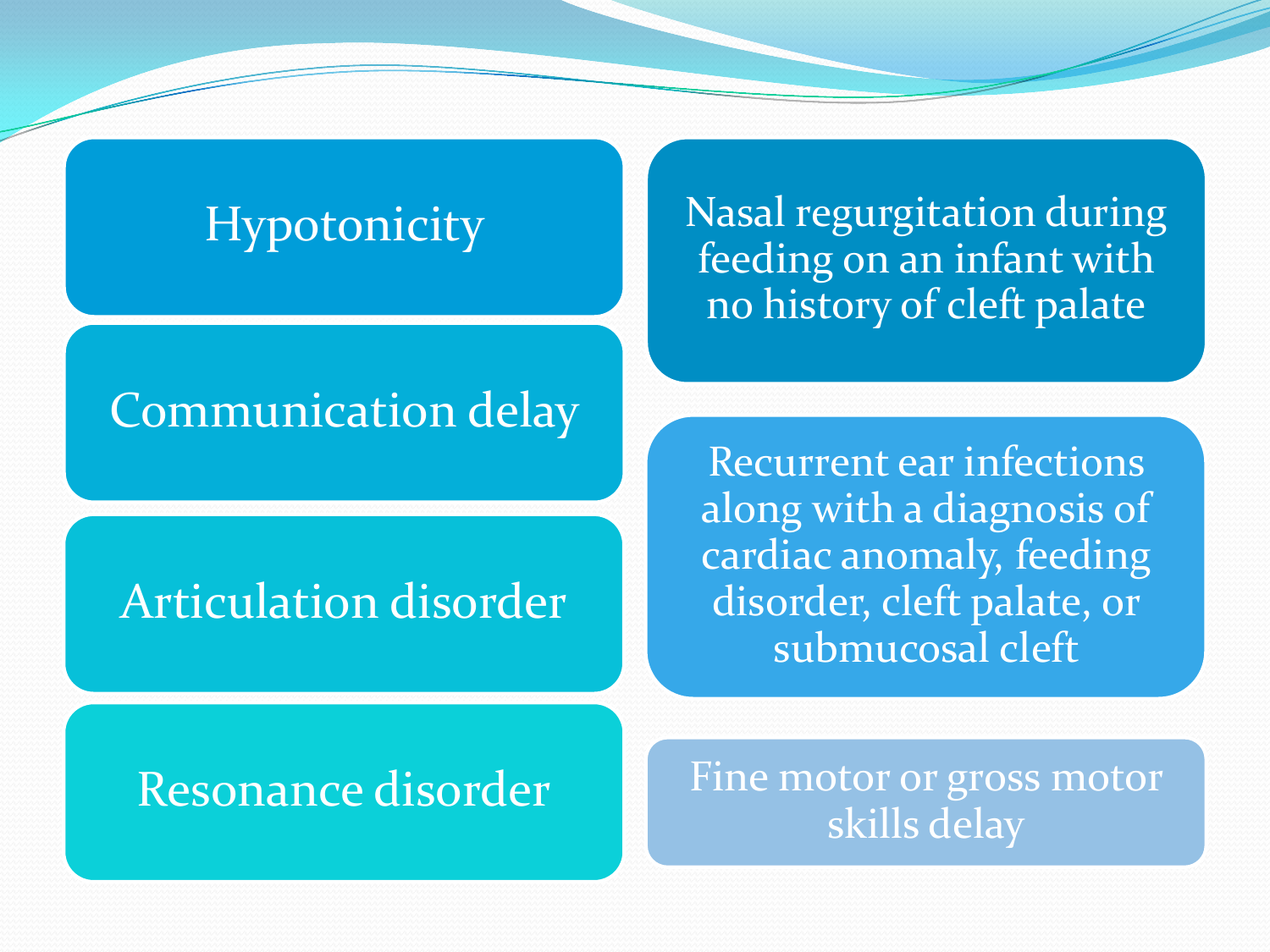- Hypotonicity
- Communication delay
- Articulation disorder
- Resonance disorder

- Nasal regurgitation during feeding on an infant with no history of cleft palate
- Recurrent ear infections along with a diagnosis of cardiac anomaly, feeding disorder, cleft palate, or submucosal cleft
- Fine motor or gross motor skills delay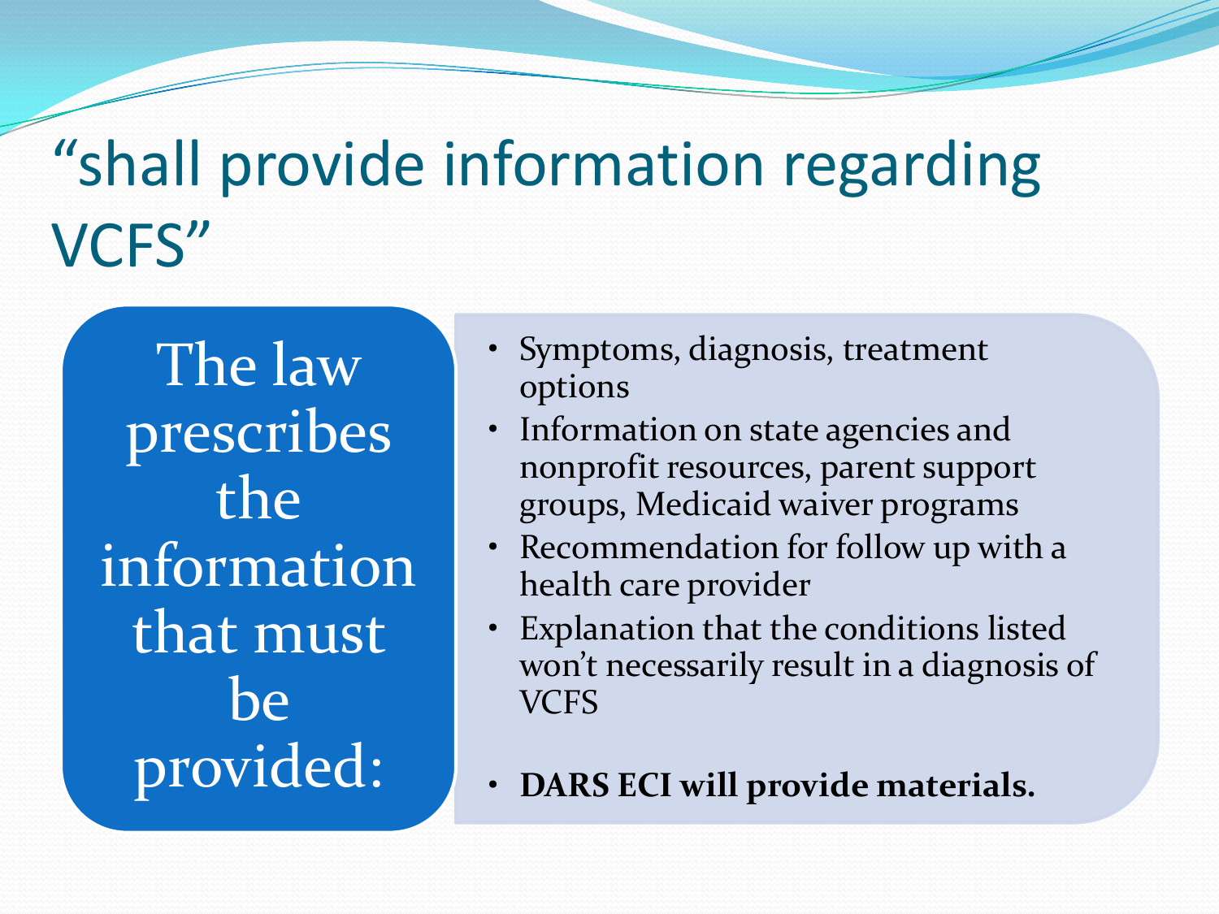# "shall provide information regarding VCFS"

The law prescribes the information that must be provided:

- Symptoms, diagnosis, treatment options
- Information on state agencies and nonprofit resources, parent support groups, Medicaid waiver programs
- Recommendation for follow up with a health care provider
- Explanation that the conditions listed won't necessarily result in a diagnosis of VCFS
- **DARS ECI will provide materials.**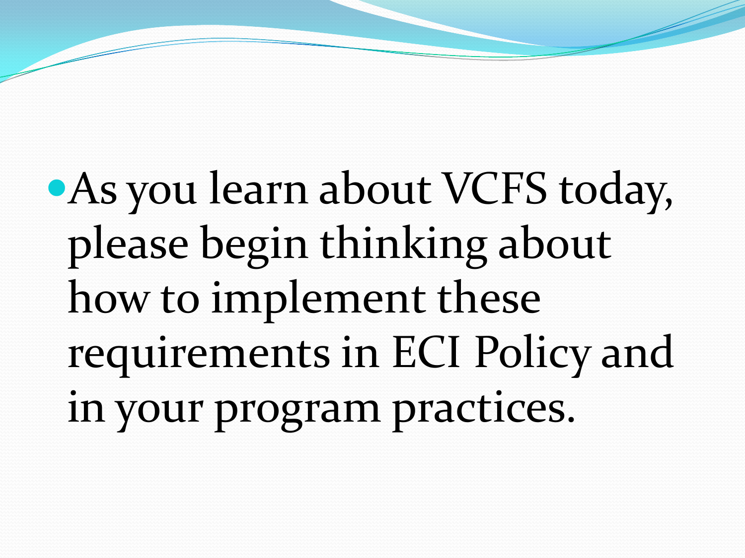- As you learn about VCFS today, please begin thinking about how to implement these requirements in ECI Policy and in your program practices.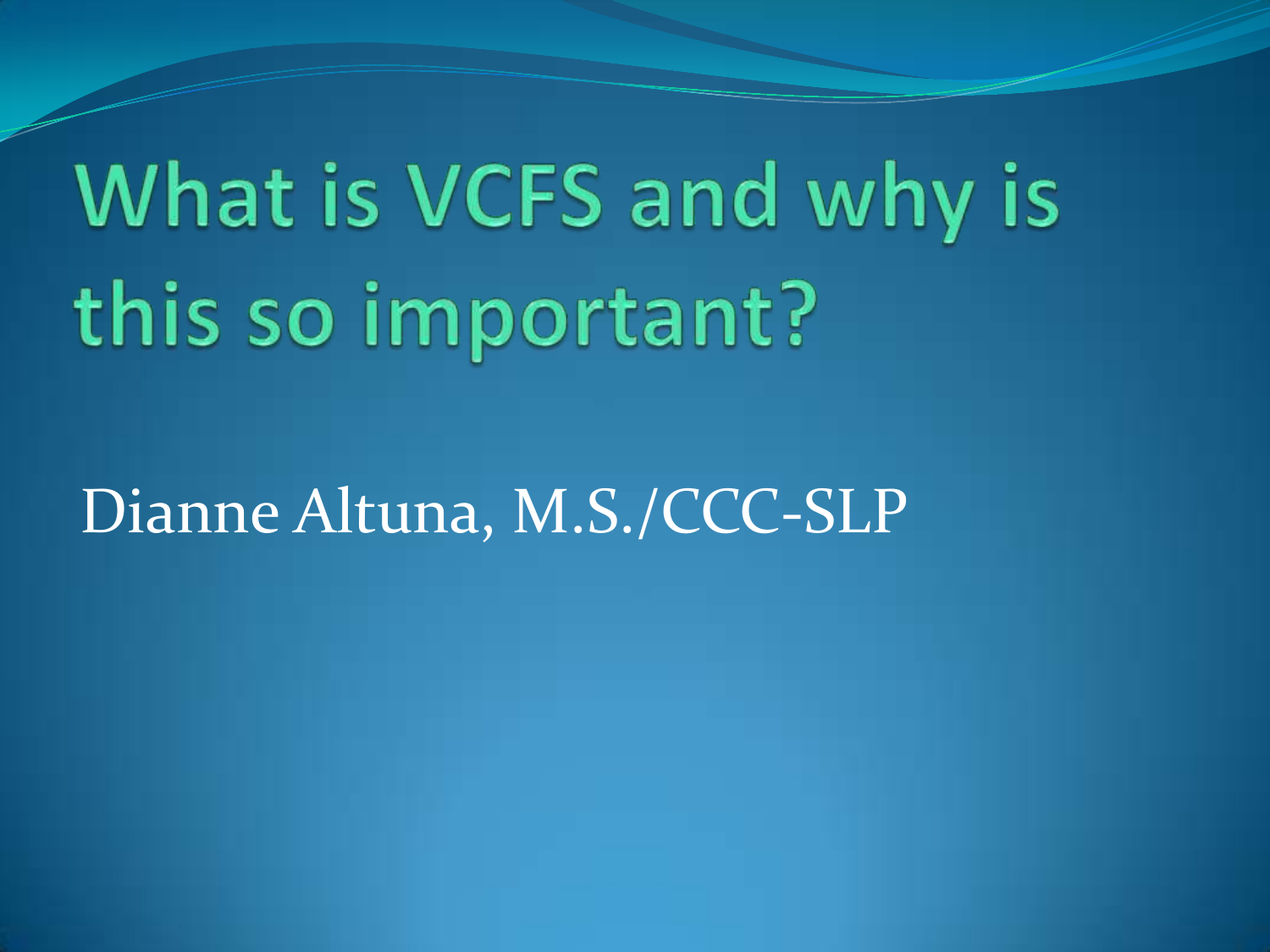# What is VCFS and why is this so important?

Dianne Altuna, M.S./CCC-SLP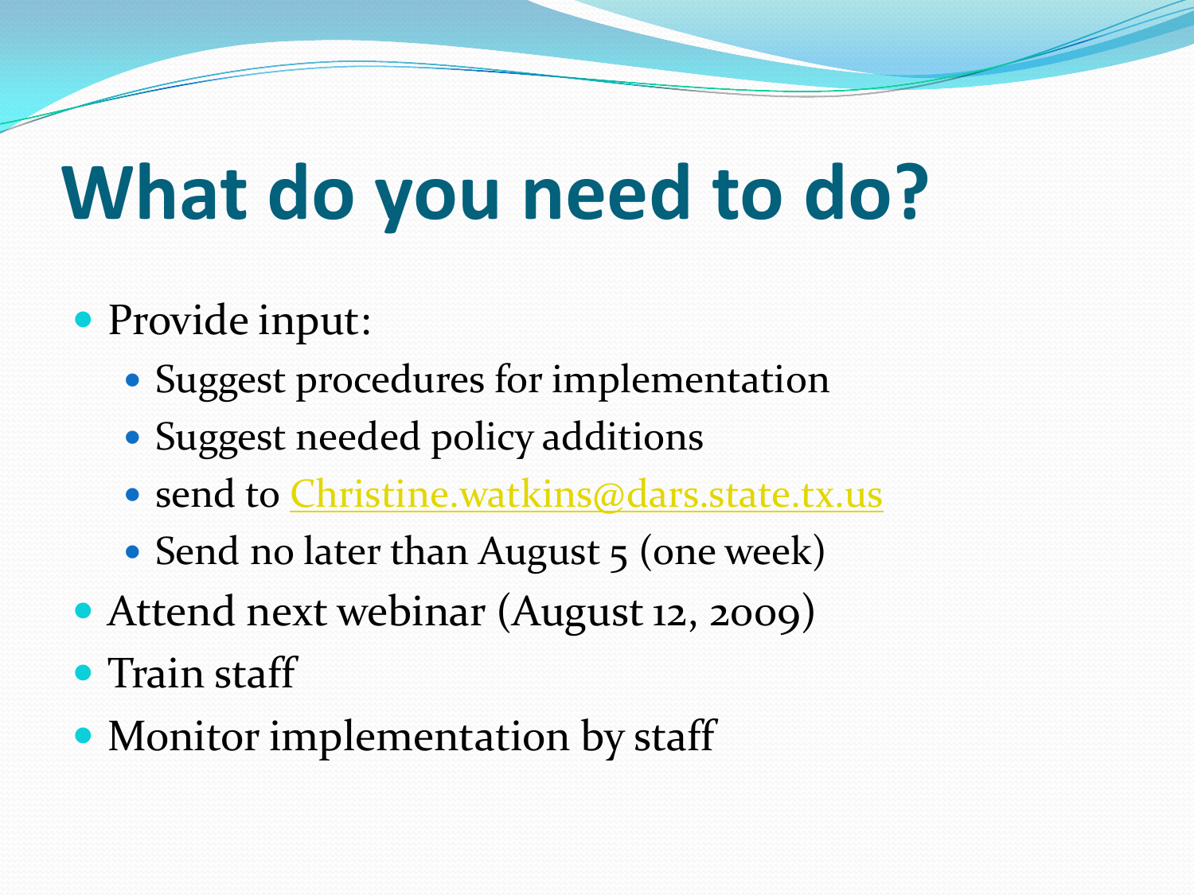# What do you need to do?

- Provide input:
  - Suggest procedures for implementation
  - Suggest needed policy additions
  - send to Christine.watkins@dars.state.tx.us
  - Send no later than August 5 (one week)
- Attend next webinar (August 12, 2009)
- Train staff
- Monitor implementation by staff